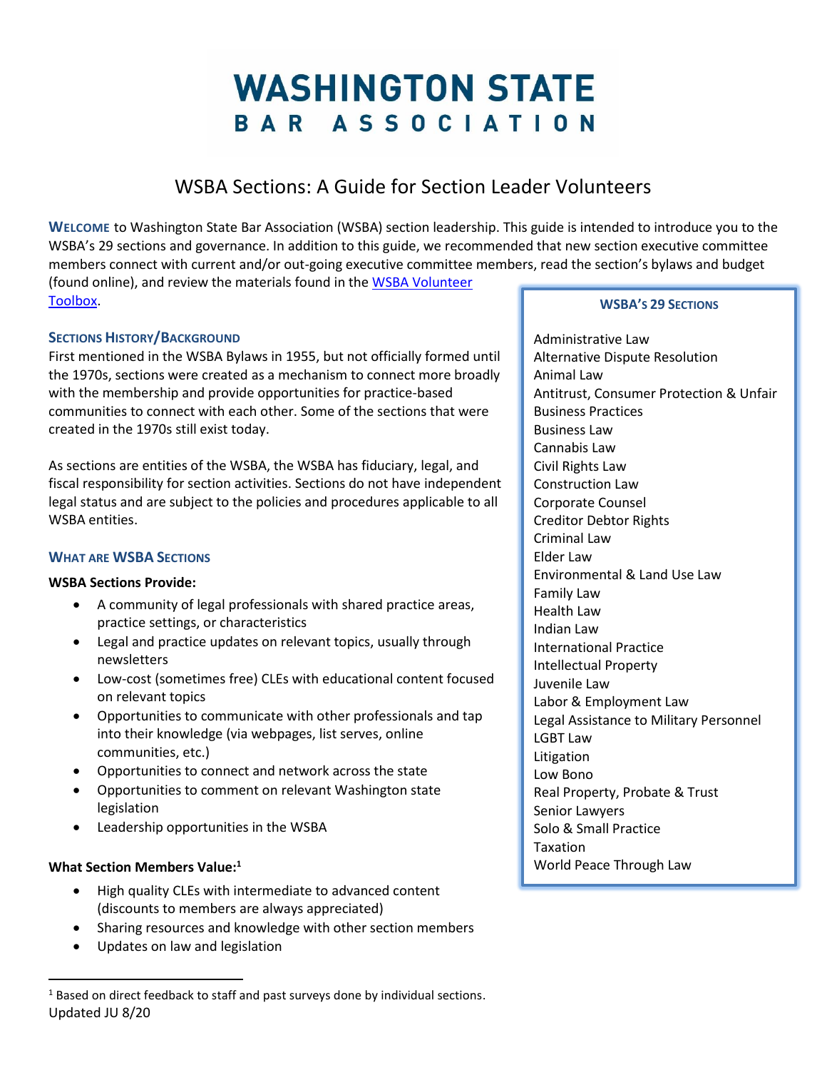# WASHINGTON STATE BAR ASSOCIATION

## WSBA Sections: A Guide for Section Leader Volunteers

**WELCOME** to Washington State Bar Association (WSBA) section leadership. This guide is intended to introduce you to the WSBA's 29 sections and governance. In addition to this guide, we recommended that new section executive committee members connect with current and/or out-going executive committee members, read the section's bylaws and budget (found online), and review the materials found in the [WSBA Volunteer Toolbox]().

### SECTIONS HISTORY/BACKGROUND

First mentioned in the WSBA Bylaws in 1955, but not officially formed until the 1970s, sections were created as a mechanism to connect more broadly with the membership and provide opportunities for practice-based communities to connect with each other. Some of the sections that were created in the 1970s still exist today.

As sections are entities of the WSBA, the WSBA has fiduciary, legal, and fiscal responsibility for section activities. Sections do not have independent legal status and are subject to the policies and procedures applicable to all WSBA entities.

### WHAT ARE WSBA SECTIONS

**WSBA Sections Provide:**

- A community of legal professionals with shared practice areas, practice settings, or characteristics
- Legal and practice updates on relevant topics, usually through newsletters
- Low-cost (sometimes free) CLEs with educational content focused on relevant topics
- Opportunities to communicate with other professionals and tap into their knowledge (via webpages, list serves, online communities, etc.)
- Opportunities to connect and network across the state
- Opportunities to comment on relevant Washington state legislation
- Leadership opportunities in the WSBA

**What Section Members Value:**[1]

- High quality CLEs with intermediate to advanced content (discounts to members are always appreciated)
- Sharing resources and knowledge with other section members
- Updates on law and legislation

### WSBA'S 29 SECTIONS

Administrative Law
Alternative Dispute Resolution
Animal Law
Antitrust, Consumer Protection & Unfair Business Practices
Business Law
Cannabis Law
Civil Rights Law
Construction Law
Corporate Counsel
Creditor Debtor Rights
Criminal Law
Elder Law
Environmental & Land Use Law
Family Law
Health Law
Indian Law
International Practice
Intellectual Property
Juvenile Law
Labor & Employment Law
Legal Assistance to Military Personnel
LGBT Law
Litigation
Low Bono
Real Property, Probate & Trust
Senior Lawyers
Solo & Small Practice
Taxation
World Peace Through Law

---

[1] Based on direct feedback to staff and past surveys done by individual sections.

Updated JU 8/20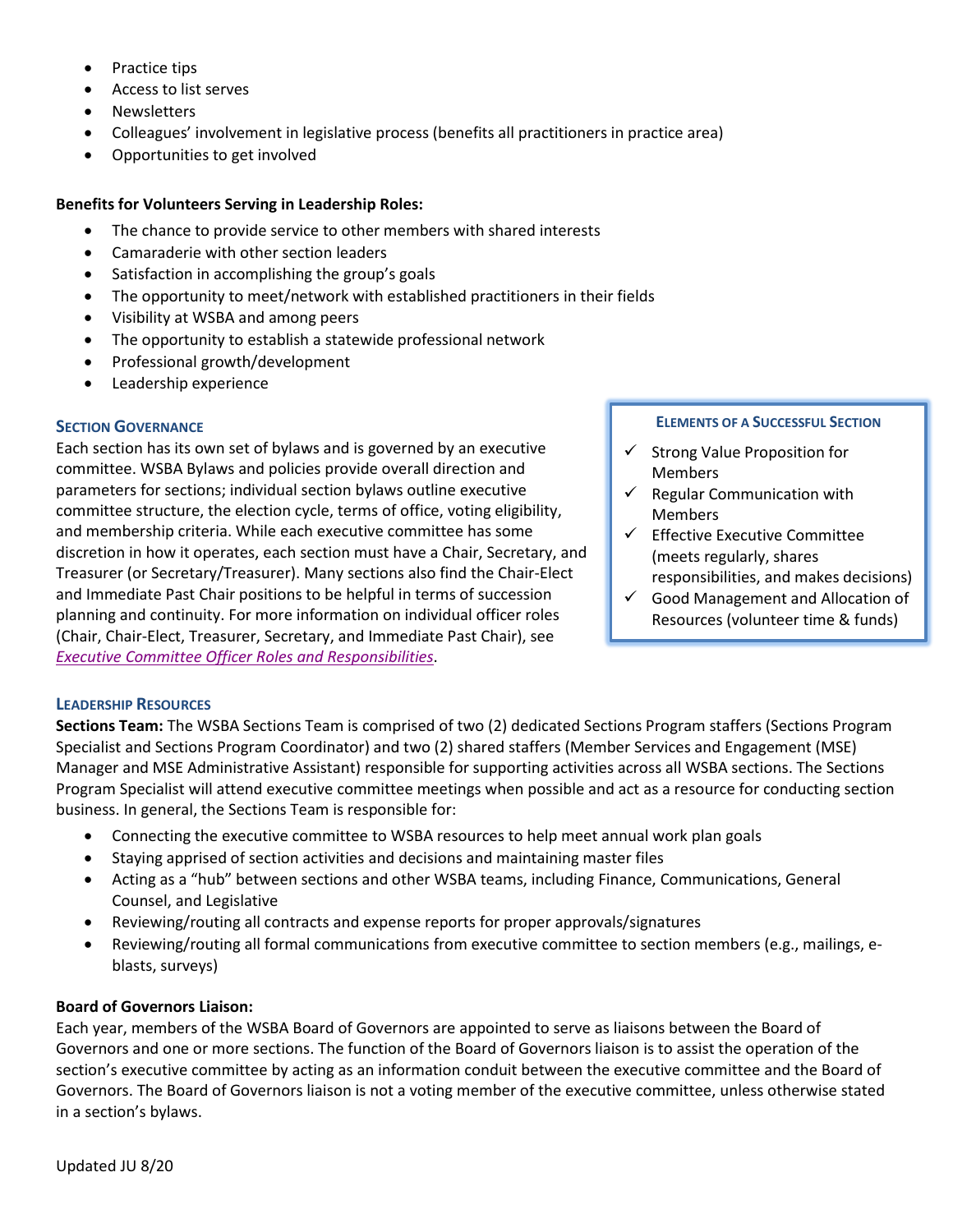- Practice tips
- Access to list serves
- Newsletters
- Colleagues' involvement in legislative process (benefits all practitioners in practice area)
- Opportunities to get involved

**Benefits for Volunteers Serving in Leadership Roles:**

- The chance to provide service to other members with shared interests
- Camaraderie with other section leaders
- Satisfaction in accomplishing the group's goals
- The opportunity to meet/network with established practitioners in their fields
- Visibility at WSBA and among peers
- The opportunity to establish a statewide professional network
- Professional growth/development
- Leadership experience

### Section Governance

Each section has its own set of bylaws and is governed by an executive committee. WSBA Bylaws and policies provide overall direction and parameters for sections; individual section bylaws outline executive committee structure, the election cycle, terms of office, voting eligibility, and membership criteria. While each executive committee has some discretion in how it operates, each section must have a Chair, Secretary, and Treasurer (or Secretary/Treasurer). Many sections also find the Chair-Elect and Immediate Past Chair positions to be helpful in terms of succession planning and continuity. For more information on individual officer roles (Chair, Chair-Elect, Treasurer, Secretary, and Immediate Past Chair), see *Executive Committee Officer Roles and Responsibilities*.

> **Elements of a Successful Section**
>
> - ✓ Strong Value Proposition for Members
> - ✓ Regular Communication with Members
> - ✓ Effective Executive Committee (meets regularly, shares responsibilities, and makes decisions)
> - ✓ Good Management and Allocation of Resources (volunteer time & funds)

### Leadership Resources

**Sections Team:** The WSBA Sections Team is comprised of two (2) dedicated Sections Program staffers (Sections Program Specialist and Sections Program Coordinator) and two (2) shared staffers (Member Services and Engagement (MSE) Manager and MSE Administrative Assistant) responsible for supporting activities across all WSBA sections. The Sections Program Specialist will attend executive committee meetings when possible and act as a resource for conducting section business. In general, the Sections Team is responsible for:

- Connecting the executive committee to WSBA resources to help meet annual work plan goals
- Staying apprised of section activities and decisions and maintaining master files
- Acting as a "hub" between sections and other WSBA teams, including Finance, Communications, General Counsel, and Legislative
- Reviewing/routing all contracts and expense reports for proper approvals/signatures
- Reviewing/routing all formal communications from executive committee to section members (e.g., mailings, e-blasts, surveys)

**Board of Governors Liaison:**

Each year, members of the WSBA Board of Governors are appointed to serve as liaisons between the Board of Governors and one or more sections. The function of the Board of Governors liaison is to assist the operation of the section's executive committee by acting as an information conduit between the executive committee and the Board of Governors. The Board of Governors liaison is not a voting member of the executive committee, unless otherwise stated in a section's bylaws.

Updated JU 8/20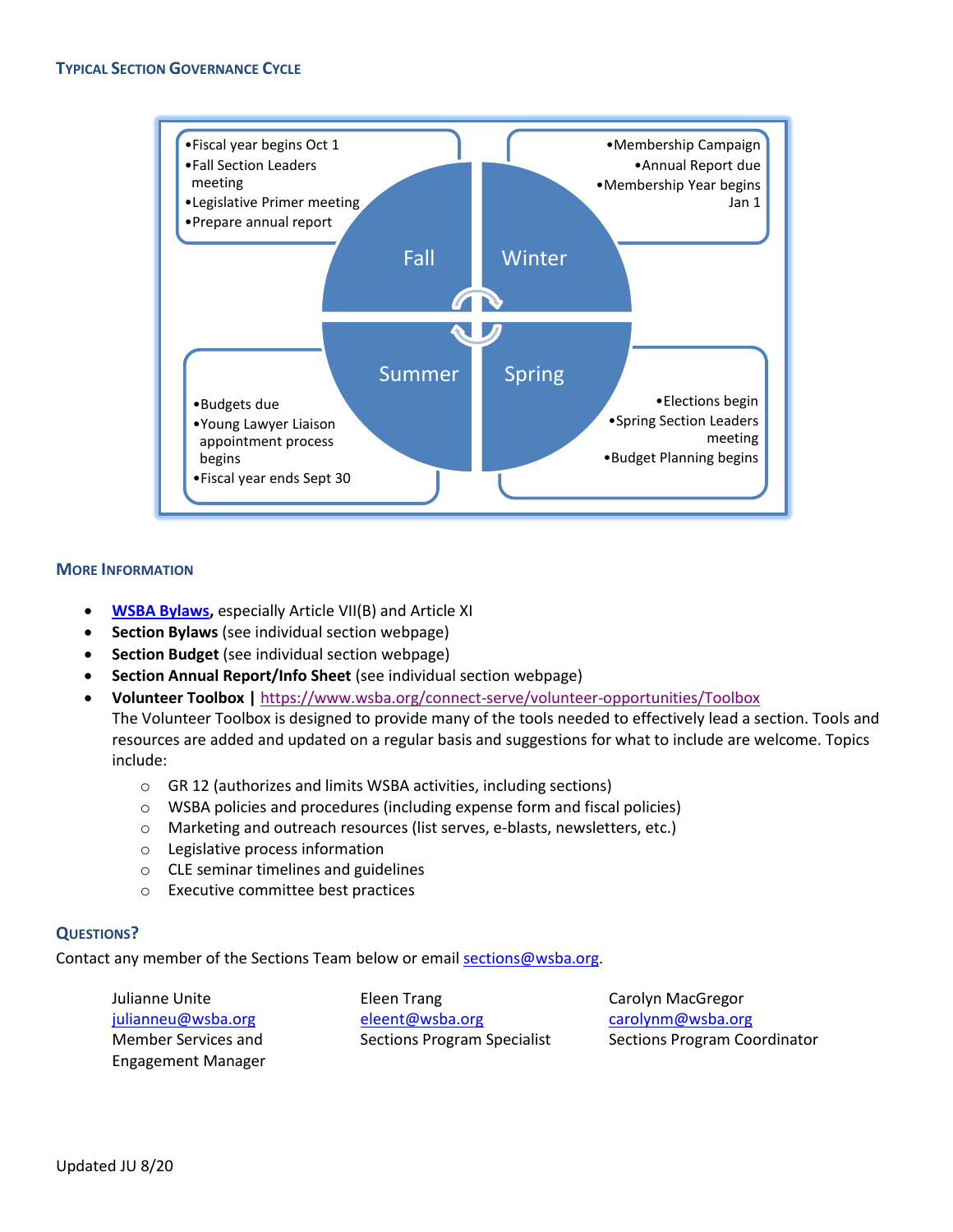### Typical Section Governance Cycle

**Fall**

- Fiscal year begins Oct 1
- Fall Section Leaders meeting
- Legislative Primer meeting
- Prepare annual report

**Winter**

- Membership Campaign
- Annual Report due
- Membership Year begins Jan 1

**Spring**

- Elections begin
- Spring Section Leaders meeting
- Budget Planning begins

**Summer**

- Budgets due
- Young Lawyer Liaison appointment process begins
- Fiscal year ends Sept 30

### More Information

- **WSBA Bylaws,** especially Article VII(B) and Article XI
- **Section Bylaws** (see individual section webpage)
- **Section Budget** (see individual section webpage)
- **Section Annual Report/Info Sheet** (see individual section webpage)
- **Volunteer Toolbox |** https://www.wsba.org/connect-serve/volunteer-opportunities/Toolbox
  The Volunteer Toolbox is designed to provide many of the tools needed to effectively lead a section. Tools and resources are added and updated on a regular basis and suggestions for what to include are welcome. Topics include:
  - GR 12 (authorizes and limits WSBA activities, including sections)
  - WSBA policies and procedures (including expense form and fiscal policies)
  - Marketing and outreach resources (list serves, e-blasts, newsletters, etc.)
  - Legislative process information
  - CLE seminar timelines and guidelines
  - Executive committee best practices

### Questions?

Contact any member of the Sections Team below or email sections@wsba.org.

Julianne Unite
julianneu@wsba.org
Member Services and Engagement Manager

Eleen Trang
eleent@wsba.org
Sections Program Specialist

Carolyn MacGregor
carolynm@wsba.org
Sections Program Coordinator

Updated JU 8/20